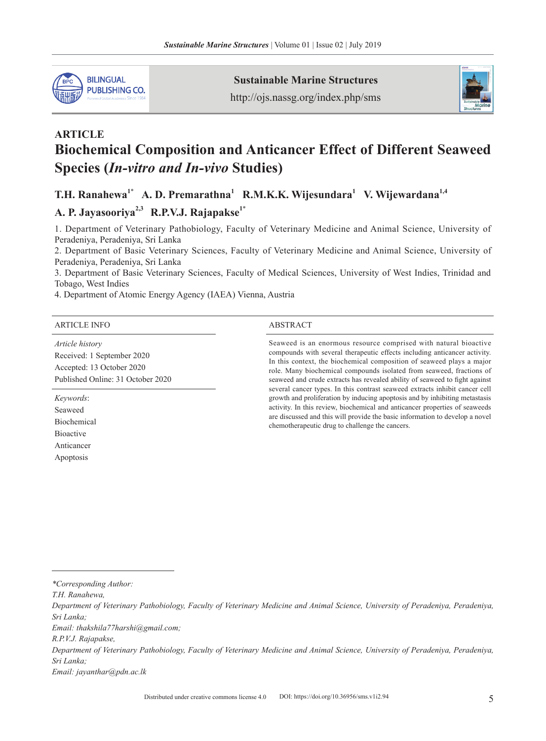ARTICLE

# Biochemical Composition and Anticancer Effect of Different Seaweed Species (*In-vitro and In-vivo* Studies)

**T.H. Ranahewa[1*] A. D. Premarathna[1] R.M.K.K. Wijesundara[1] V. Wijewardana[1,4] A. P. Jayasooriya[2,3] R.P.V.J. Rajapakse[1*]**

1. Department of Veterinary Pathobiology, Faculty of Veterinary Medicine and Animal Science, University of Peradeniya, Peradeniya, Sri Lanka
2. Department of Basic Veterinary Sciences, Faculty of Veterinary Medicine and Animal Science, University of Peradeniya, Peradeniya, Sri Lanka
3. Department of Basic Veterinary Sciences, Faculty of Medical Sciences, University of West Indies, Trinidad and Tobago, West Indies
4. Department of Atomic Energy Agency (IAEA) Vienna, Austria

## ARTICLE INFO

*Article history*
Received: 1 September 2020
Accepted: 13 October 2020
Published Online: 31 October 2020

*Keywords*:
Seaweed
Biochemical
Bioactive
Anticancer
Apoptosis

## ABSTRACT

Seaweed is an enormous resource comprised with natural bioactive compounds with several therapeutic effects including anticancer activity. In this context, the biochemical composition of seaweed plays a major role. Many biochemical compounds isolated from seaweed, fractions of seaweed and crude extracts has revealed ability of seaweed to fight against several cancer types. In this contrast seaweed extracts inhibit cancer cell growth and proliferation by inducing apoptosis and by inhibiting metastasis activity. In this review, biochemical and anticancer properties of seaweeds are discussed and this will provide the basic information to develop a novel chemotherapeutic drug to challenge the cancers.

---

*\*Corresponding Author:*
*T.H. Ranahewa,*
*Department of Veterinary Pathobiology, Faculty of Veterinary Medicine and Animal Science, University of Peradeniya, Peradeniya, Sri Lanka;*
*Email: thakshila77harshi@gmail.com;*
*R.P.V.J. Rajapakse,*
*Department of Veterinary Pathobiology, Faculty of Veterinary Medicine and Animal Science, University of Peradeniya, Peradeniya, Sri Lanka;*
*Email: jayanthar@pdn.ac.lk*

Distributed under creative commons license 4.0 DOI: https://doi.org/10.36956/sms.v1i2.94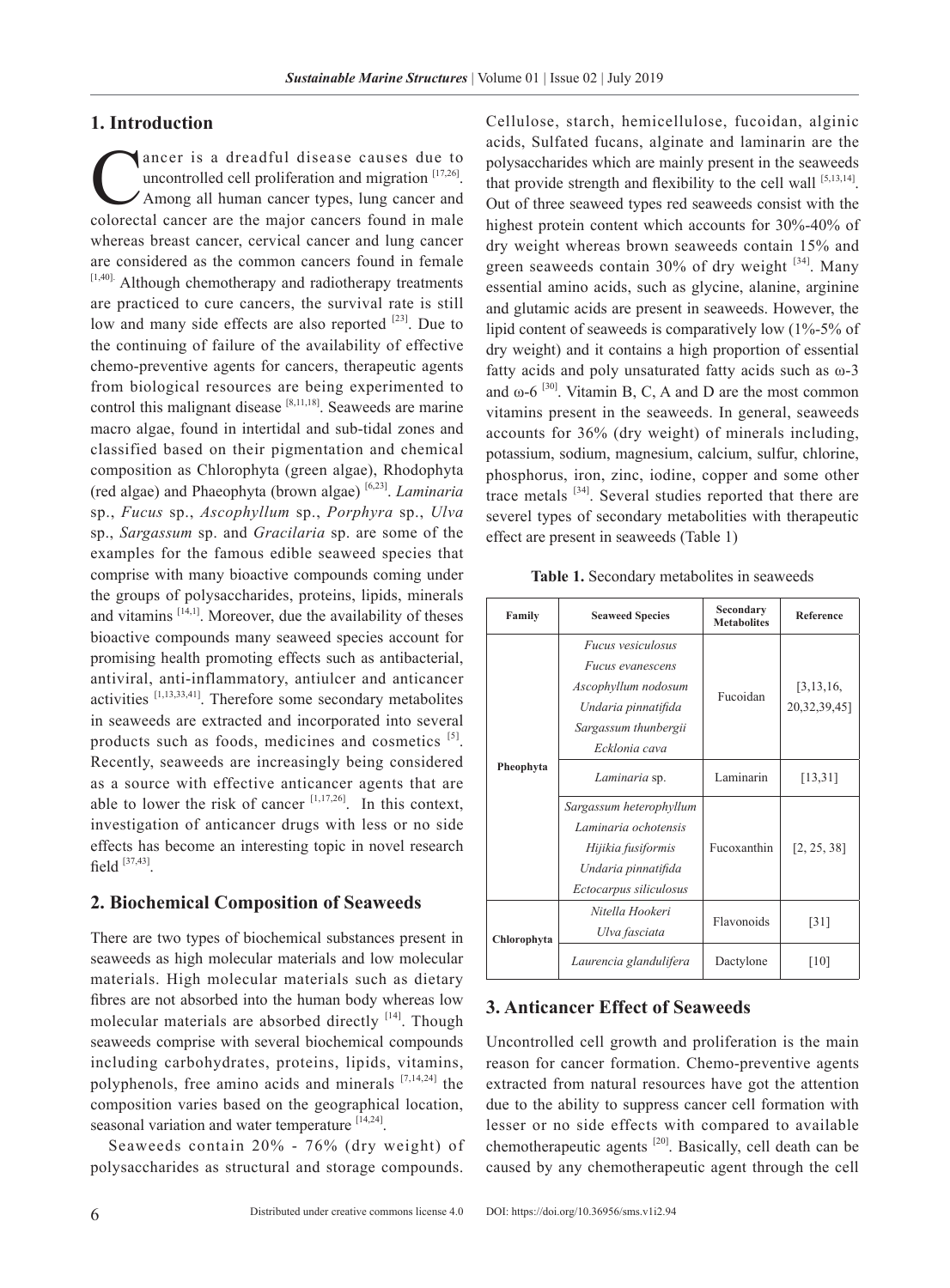## 1. Introduction

Cancer is a dreadful disease causes due to uncontrolled cell proliferation and migration [17,26]. Among all human cancer types, lung cancer and colorectal cancer are the major cancers found in male whereas breast cancer, cervical cancer and lung cancer are considered as the common cancers found in female [1,40]. Although chemotherapy and radiotherapy treatments are practiced to cure cancers, the survival rate is still low and many side effects are also reported [23]. Due to the continuing of failure of the availability of effective chemo-preventive agents for cancers, therapeutic agents from biological resources are being experimented to control this malignant disease [8,11,18]. Seaweeds are marine macro algae, found in intertidal and sub-tidal zones and classified based on their pigmentation and chemical composition as Chlorophyta (green algae), Rhodophyta (red algae) and Phaeophyta (brown algae) [6,23]. *Laminaria* sp., *Fucus* sp., *Ascophyllum* sp., *Porphyra* sp., *Ulva* sp., *Sargassum* sp. and *Gracilaria* sp. are some of the examples for the famous edible seaweed species that comprise with many bioactive compounds coming under the groups of polysaccharides, proteins, lipids, minerals and vitamins [14,1]. Moreover, due the availability of theses bioactive compounds many seaweed species account for promising health promoting effects such as antibacterial, antiviral, anti-inflammatory, antiulcer and anticancer activities [1,13,33,41]. Therefore some secondary metabolites in seaweeds are extracted and incorporated into several products such as foods, medicines and cosmetics [5]. Recently, seaweeds are increasingly being considered as a source with effective anticancer agents that are able to lower the risk of cancer [1,17,26]. In this context, investigation of anticancer drugs with less or no side effects has become an interesting topic in novel research field [37,43].

## 2. Biochemical Composition of Seaweeds

There are two types of biochemical substances present in seaweeds as high molecular materials and low molecular materials. High molecular materials such as dietary fibres are not absorbed into the human body whereas low molecular materials are absorbed directly [14]. Though seaweeds comprise with several biochemical compounds including carbohydrates, proteins, lipids, vitamins, polyphenols, free amino acids and minerals [7,14,24] the composition varies based on the geographical location, seasonal variation and water temperature [14,24].

Seaweeds contain 20% - 76% (dry weight) of polysaccharides as structural and storage compounds. Cellulose, starch, hemicellulose, fucoidan, alginic acids, Sulfated fucans, alginate and laminarin are the polysaccharides which are mainly present in the seaweeds that provide strength and flexibility to the cell wall [5,13,14]. Out of three seaweed types red seaweeds consist with the highest protein content which accounts for 30%-40% of dry weight whereas brown seaweeds contain 15% and green seaweeds contain 30% of dry weight [34]. Many essential amino acids, such as glycine, alanine, arginine and glutamic acids are present in seaweeds. However, the lipid content of seaweeds is comparatively low (1%-5% of dry weight) and it contains a high proportion of essential fatty acids and poly unsaturated fatty acids such as ω-3 and ω-6 [30]. Vitamin B, C, A and D are the most common vitamins present in the seaweeds. In general, seaweeds accounts for 36% (dry weight) of minerals including, potassium, sodium, magnesium, calcium, sulfur, chlorine, phosphorus, iron, zinc, iodine, copper and some other trace metals [34]. Several studies reported that there are severel types of secondary metabolities with therapeutic effect are present in seaweeds (Table 1)

**Table 1.** Secondary metabolites in seaweeds

| Family | Seaweed Species | Secondary Metabolites | Reference |
|---|---|---|---|
| Pheophyta | *Fucus vesiculosus*<br>*Fucus evanescens*<br>*Ascophyllum nodosum*<br>*Undaria pinnatifida*<br>*Sargassum thunbergii*<br>*Ecklonia cava* | Fucoidan | [3,13,16, 20,32,39,45] |
| | *Laminaria* sp. | Laminarin | [13,31] |
| | *Sargassum heterophyllum*<br>*Laminaria ochotensis*<br>*Hijikia fusiformis*<br>*Undaria pinnatifida*<br>*Ectocarpus siliculosus* | Fucoxanthin | [2, 25, 38] |
| Chlorophyta | *Nitella Hookeri*<br>*Ulva fasciata* | Flavonoids | [31] |
| | *Laurencia glandulifera* | Dactylone | [10] |

## 3. Anticancer Effect of Seaweeds

Uncontrolled cell growth and proliferation is the main reason for cancer formation. Chemo-preventive agents extracted from natural resources have got the attention due to the ability to suppress cancer cell formation with lesser or no side effects with compared to available chemotherapeutic agents [20]. Basically, cell death can be caused by any chemotherapeutic agent through the cell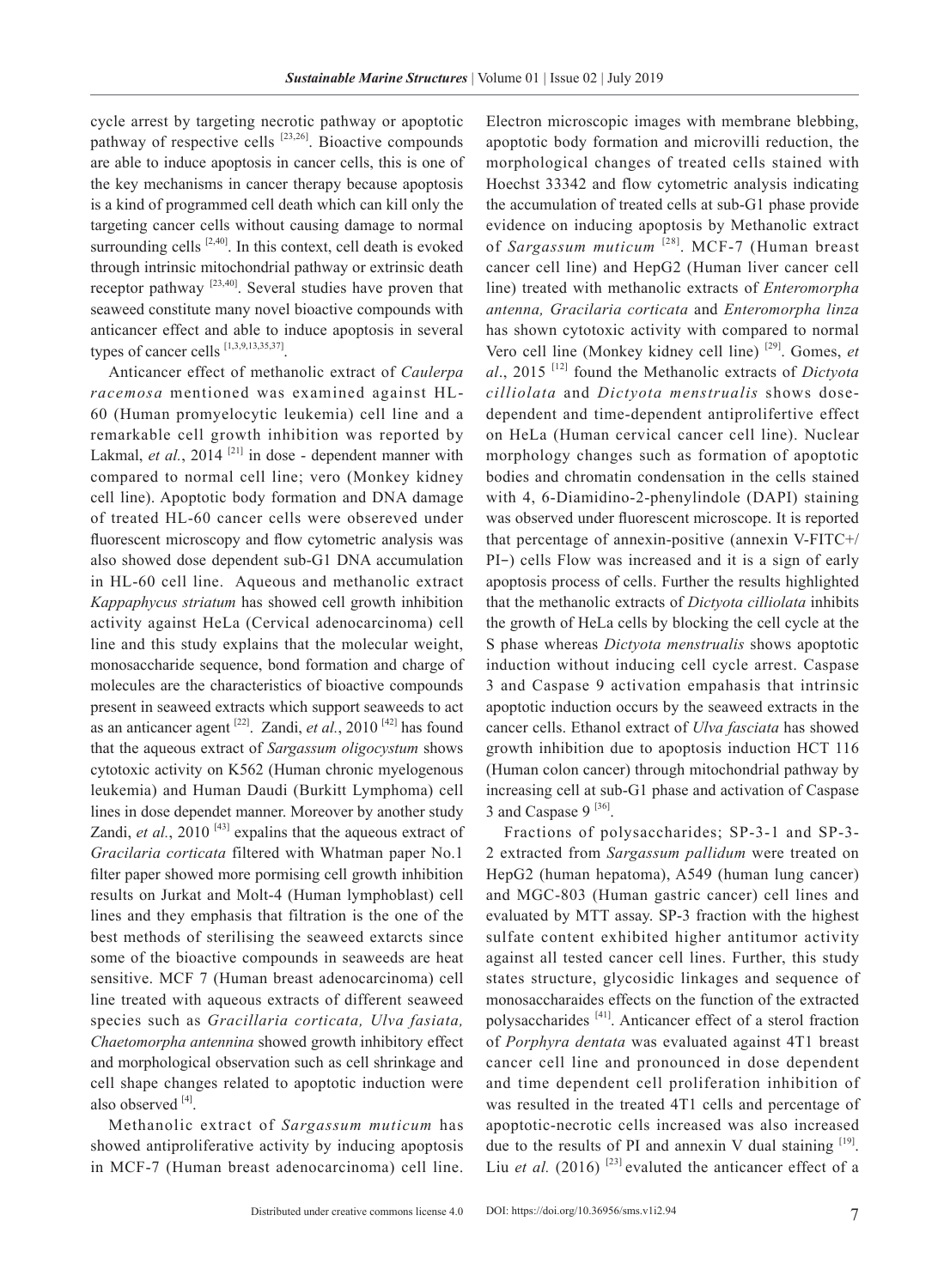cycle arrest by targeting necrotic pathway or apoptotic pathway of respective cells [23,26]. Bioactive compounds are able to induce apoptosis in cancer cells, this is one of the key mechanisms in cancer therapy because apoptosis is a kind of programmed cell death which can kill only the targeting cancer cells without causing damage to normal surrounding cells [2,40]. In this context, cell death is evoked through intrinsic mitochondrial pathway or extrinsic death receptor pathway [23,40]. Several studies have proven that seaweed constitute many novel bioactive compounds with anticancer effect and able to induce apoptosis in several types of cancer cells [1,3,9,13,35,37].

Anticancer effect of methanolic extract of *Caulerpa racemosa* mentioned was examined against HL-60 (Human promyelocytic leukemia) cell line and a remarkable cell growth inhibition was reported by Lakmal, *et al.*, 2014 [21] in dose - dependent manner with compared to normal cell line; vero (Monkey kidney cell line). Apoptotic body formation and DNA damage of treated HL-60 cancer cells were obsereved under fluorescent microscopy and flow cytometric analysis was also showed dose dependent sub-G1 DNA accumulation in HL-60 cell line. Aqueous and methanolic extract *Kappaphycus striatum* has showed cell growth inhibition activity against HeLa (Cervical adenocarcinoma) cell line and this study explains that the molecular weight, monosaccharide sequence, bond formation and charge of molecules are the characteristics of bioactive compounds present in seaweed extracts which support seaweeds to act as an anticancer agent [22]. Zandi, *et al.*, 2010 [42] has found that the aqueous extract of *Sargassum oligocystum* shows cytotoxic activity on K562 (Human chronic myelogenous leukemia) and Human Daudi (Burkitt Lymphoma) cell lines in dose dependet manner. Moreover by another study Zandi, *et al.*, 2010 [43] expalins that the aqueous extract of *Gracilaria corticata* filtered with Whatman paper No.1 filter paper showed more pormising cell growth inhibition results on Jurkat and Molt-4 (Human lymphoblast) cell lines and they emphasis that filtration is the one of the best methods of sterilising the seaweed extarcts since some of the bioactive compounds in seaweeds are heat sensitive. MCF 7 (Human breast adenocarcinoma) cell line treated with aqueous extracts of different seaweed species such as *Gracillaria corticata, Ulva fasiata, Chaetomorpha antennina* showed growth inhibitory effect and morphological observation such as cell shrinkage and cell shape changes related to apoptotic induction were also observed [4].

Methanolic extract of *Sargassum muticum* has showed antiproliferative activity by inducing apoptosis in MCF-7 (Human breast adenocarcinoma) cell line. Electron microscopic images with membrane blebbing, apoptotic body formation and microvilli reduction, the morphological changes of treated cells stained with Hoechst 33342 and flow cytometric analysis indicating the accumulation of treated cells at sub-G1 phase provide evidence on inducing apoptosis by Methanolic extract of *Sargassum muticum* [28]. MCF-7 (Human breast cancer cell line) and HepG2 (Human liver cancer cell line) treated with methanolic extracts of *Enteromorpha antenna, Gracilaria corticata* and *Enteromorpha linza* has shown cytotoxic activity with compared to normal Vero cell line (Monkey kidney cell line) [29]. Gomes, *et al*., 2015 [12] found the Methanolic extracts of *Dictyota cilliolata* and *Dictyota menstrualis* shows dose-dependent and time-dependent antiprolifertive effect on HeLa (Human cervical cancer cell line). Nuclear morphology changes such as formation of apoptotic bodies and chromatin condensation in the cells stained with 4, 6-Diamidino-2-phenylindole (DAPI) staining was observed under fluorescent microscope. It is reported that percentage of annexin-positive (annexin V-FITC+/PI−) cells Flow was increased and it is a sign of early apoptosis process of cells. Further the results highlighted that the methanolic extracts of *Dictyota cilliolata* inhibits the growth of HeLa cells by blocking the cell cycle at the S phase whereas *Dictyota menstrualis* shows apoptotic induction without inducing cell cycle arrest. Caspase 3 and Caspase 9 activation empahasis that intrinsic apoptotic induction occurs by the seaweed extracts in the cancer cells. Ethanol extract of *Ulva fasciata* has showed growth inhibition due to apoptosis induction HCT 116 (Human colon cancer) through mitochondrial pathway by increasing cell at sub-G1 phase and activation of Caspase 3 and Caspase 9 [36].

Fractions of polysaccharides; SP-3-1 and SP-3-2 extracted from *Sargassum pallidum* were treated on HepG2 (human hepatoma), A549 (human lung cancer) and MGC-803 (Human gastric cancer) cell lines and evaluated by MTT assay. SP-3 fraction with the highest sulfate content exhibited higher antitumor activity against all tested cancer cell lines. Further, this study states structure, glycosidic linkages and sequence of monosaccharaides effects on the function of the extracted polysaccharides [41]. Anticancer effect of a sterol fraction of *Porphyra dentata* was evaluated against 4T1 breast cancer cell line and pronounced in dose dependent and time dependent cell proliferation inhibition of was resulted in the treated 4T1 cells and percentage of apoptotic-necrotic cells increased was also increased due to the results of PI and annexin V dual staining [19]. Liu *et al.* (2016) [23] evaluted the anticancer effect of a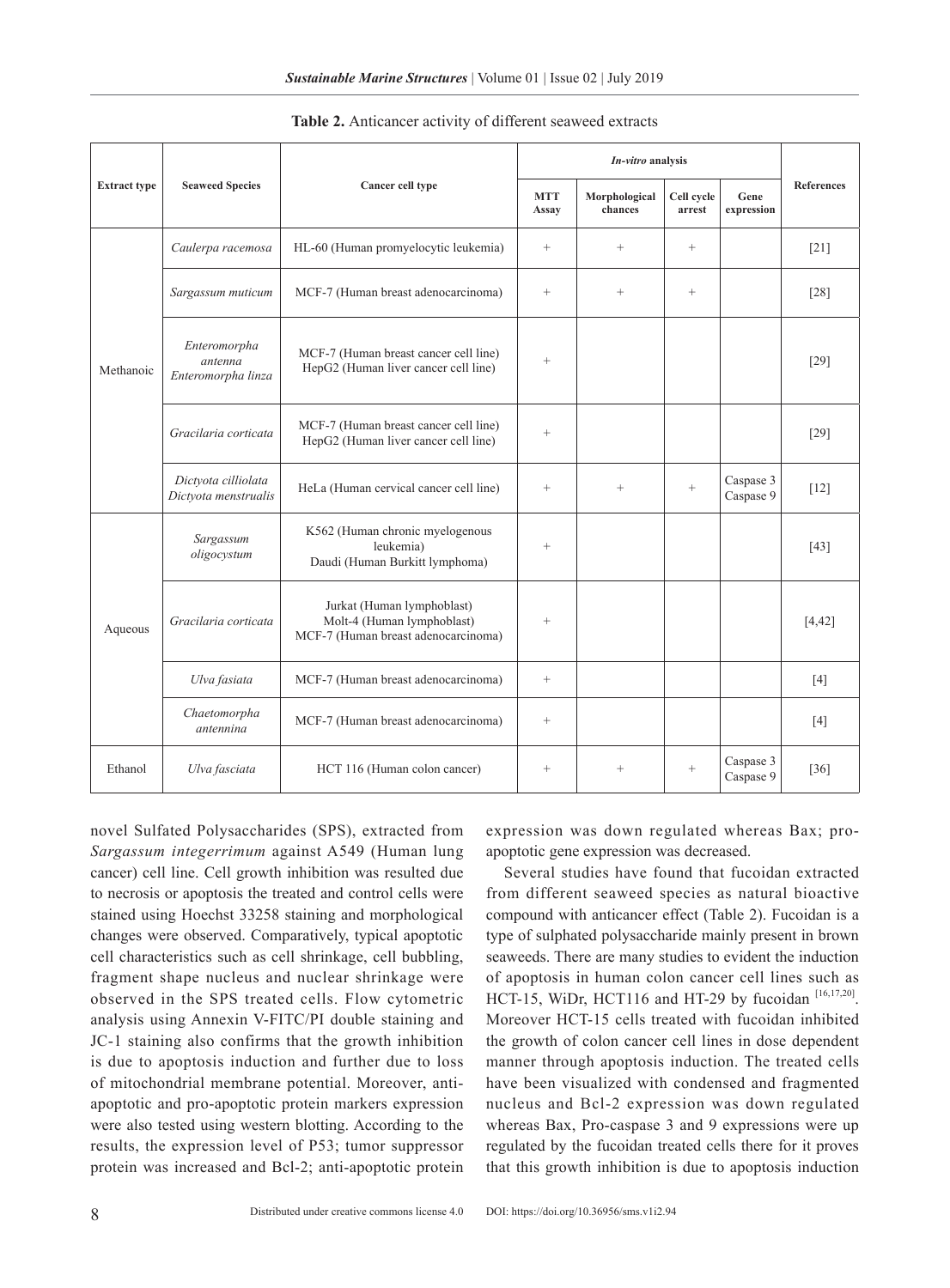**Table 2.** Anticancer activity of different seaweed extracts

| Extract type | Seaweed Species | Cancer cell type | *In-vitro* analysis | | | | References |
|---|---|---|---|---|---|---|---|
| | | | MTT Assay | Morphological chances | Cell cycle arrest | Gene expression | |
| Methanoic | *Caulerpa racemosa* | HL-60 (Human promyelocytic leukemia) | + | + | + | | [21] |
| | *Sargassum muticum* | MCF-7 (Human breast adenocarcinoma) | + | + | + | | [28] |
| | *Enteromorpha antenna* *Enteromorpha linza* | MCF-7 (Human breast cancer cell line) HepG2 (Human liver cancer cell line) | + | | | | [29] |
| | *Gracilaria corticata* | MCF-7 (Human breast cancer cell line) HepG2 (Human liver cancer cell line) | + | | | | [29] |
| | *Dictyota cilliolata* *Dictyota menstrualis* | HeLa (Human cervical cancer cell line) | + | + | + | Caspase 3 Caspase 9 | [12] |
| Aqueous | *Sargassum oligocystum* | K562 (Human chronic myelogenous leukemia) Daudi (Human Burkitt lymphoma) | + | | | | [43] |
| | *Gracilaria corticata* | Jurkat (Human lymphoblast) Molt-4 (Human lymphoblast) MCF-7 (Human breast adenocarcinoma) | + | | | | [4,42] |
| | *Ulva fasiata* | MCF-7 (Human breast adenocarcinoma) | + | | | | [4] |
| | *Chaetomorpha antennina* | MCF-7 (Human breast adenocarcinoma) | + | | | | [4] |
| Ethanol | *Ulva fasciata* | HCT 116 (Human colon cancer) | + | + | + | Caspase 3 Caspase 9 | [36] |

novel Sulfated Polysaccharides (SPS), extracted from *Sargassum integerrimum* against A549 (Human lung cancer) cell line. Cell growth inhibition was resulted due to necrosis or apoptosis the treated and control cells were stained using Hoechst 33258 staining and morphological changes were observed. Comparatively, typical apoptotic cell characteristics such as cell shrinkage, cell bubbling, fragment shape nucleus and nuclear shrinkage were observed in the SPS treated cells. Flow cytometric analysis using Annexin V-FITC/PI double staining and JC-1 staining also confirms that the growth inhibition is due to apoptosis induction and further due to loss of mitochondrial membrane potential. Moreover, anti-apoptotic and pro-apoptotic protein markers expression were also tested using western blotting. According to the results, the expression level of P53; tumor suppressor protein was increased and Bcl-2; anti-apoptotic protein expression was down regulated whereas Bax; pro-apoptotic gene expression was decreased.

Several studies have found that fucoidan extracted from different seaweed species as natural bioactive compound with anticancer effect (Table 2). Fucoidan is a type of sulphated polysaccharide mainly present in brown seaweeds. There are many studies to evident the induction of apoptosis in human colon cancer cell lines such as HCT-15, WiDr, HCT116 and HT-29 by fucoidan [16,17,20]. Moreover HCT-15 cells treated with fucoidan inhibited the growth of colon cancer cell lines in dose dependent manner through apoptosis induction. The treated cells have been visualized with condensed and fragmented nucleus and Bcl-2 expression was down regulated whereas Bax, Pro-caspase 3 and 9 expressions were up regulated by the fucoidan treated cells there for it proves that this growth inhibition is due to apoptosis induction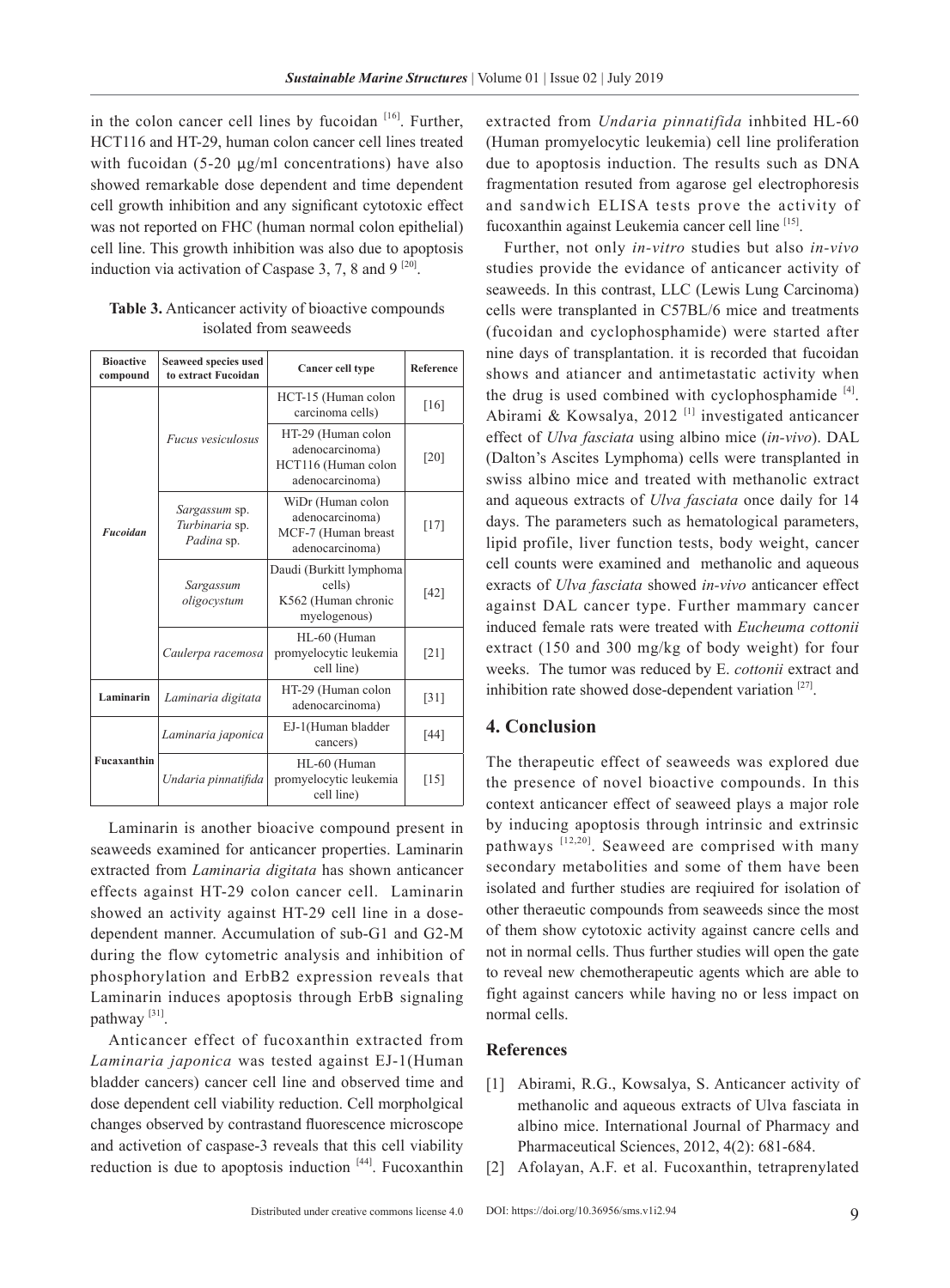in the colon cancer cell lines by fucoidan [16]. Further, HCT116 and HT-29, human colon cancer cell lines treated with fucoidan (5-20 μg/ml concentrations) have also showed remarkable dose dependent and time dependent cell growth inhibition and any significant cytotoxic effect was not reported on FHC (human normal colon epithelial) cell line. This growth inhibition was also due to apoptosis induction via activation of Caspase 3, 7, 8 and 9 [20].

**Table 3.** Anticancer activity of bioactive compounds isolated from seaweeds

| Bioactive compound | Seaweed species used to extract Fucoidan | Cancer cell type | Reference |
|---|---|---|---|
| ***Fucoidan*** | *Fucus vesiculosus* | HCT-15 (Human colon carcinoma cells) | [16] |
| | | HT-29 (Human colon adenocarcinoma) HCT116 (Human colon adenocarcinoma) | [20] |
| | *Sargassum* sp. *Turbinaria* sp. *Padina* sp. | WiDr (Human colon adenocarcinoma) MCF-7 (Human breast adenocarcinoma) | [17] |
| | *Sargassum oligocystum* | Daudi (Burkitt lymphoma cells) K562 (Human chronic myelogenous) | [42] |
| | *Caulerpa racemosa* | HL-60 (Human promyelocytic leukemia cell line) | [21] |
| **Laminarin** | *Laminaria digitata* | HT-29 (Human colon adenocarcinoma) | [31] |
| **Fucaxanthin** | *Laminaria japonica* | EJ-1(Human bladder cancers) | [44] |
| | *Undaria pinnatifida* | HL-60 (Human promyelocytic leukemia cell line) | [15] |

Laminarin is another bioacive compound present in seaweeds examined for anticancer properties. Laminarin extracted from *Laminaria digitata* has shown anticancer effects against HT-29 colon cancer cell. Laminarin showed an activity against HT-29 cell line in a dose-dependent manner. Accumulation of sub-G1 and G2-M during the flow cytometric analysis and inhibition of phosphorylation and ErbB2 expression reveals that Laminarin induces apoptosis through ErbB signaling pathway [31].

Anticancer effect of fucoxanthin extracted from *Laminaria japonica* was tested against EJ-1(Human bladder cancers) cancer cell line and observed time and dose dependent cell viability reduction. Cell morpholgical changes observed by contrastand fluorescence microscope and activetion of caspase-3 reveals that this cell viability reduction is due to apoptosis induction [44]. Fucoxanthin extracted from *Undaria pinnatifida* inhbited HL-60 (Human promyelocytic leukemia) cell line proliferation due to apoptosis induction. The results such as DNA fragmentation resuted from agarose gel electrophoresis and sandwich ELISA tests prove the activity of fucoxanthin against Leukemia cancer cell line [15].

Further, not only *in-vitro* studies but also *in-vivo* studies provide the evidance of anticancer activity of seaweeds. In this contrast, LLC (Lewis Lung Carcinoma) cells were transplanted in C57BL/6 mice and treatments (fucoidan and cyclophosphamide) were started after nine days of transplantation. it is recorded that fucoidan shows and atiancer and antimetastatic activity when the drug is used combined with cyclophosphamide [4]. Abirami & Kowsalya, 2012 [1] investigated anticancer effect of *Ulva fasciata* using albino mice (*in-vivo*). DAL (Dalton's Ascites Lymphoma) cells were transplanted in swiss albino mice and treated with methanolic extract and aqueous extracts of *Ulva fasciata* once daily for 14 days. The parameters such as hematological parameters, lipid profile, liver function tests, body weight, cancer cell counts were examined and methanolic and aqueous exracts of *Ulva fasciata* showed *in-vivo* anticancer effect against DAL cancer type. Further mammary cancer induced female rats were treated with *Eucheuma cottonii* extract (150 and 300 mg/kg of body weight) for four weeks. The tumor was reduced by E. *cottonii* extract and inhibition rate showed dose-dependent variation [27].

## 4. Conclusion

The therapeutic effect of seaweeds was explored due the presence of novel bioactive compounds. In this context anticancer effect of seaweed plays a major role by inducing apoptosis through intrinsic and extrinsic pathways [12,20]. Seaweed are comprised with many secondary metabolities and some of them have been isolated and further studies are reqiuired for isolation of other theraeutic compounds from seaweeds since the most of them show cytotoxic activity against cancre cells and not in normal cells. Thus further studies will open the gate to reveal new chemotherapeutic agents which are able to fight against cancers while having no or less impact on normal cells.

### References

[1] Abirami, R.G., Kowsalya, S. Anticancer activity of methanolic and aqueous extracts of Ulva fasciata in albino mice. International Journal of Pharmacy and Pharmaceutical Sciences, 2012, 4(2): 681-684.

[2] Afolayan, A.F. et al. Fucoxanthin, tetraprenylated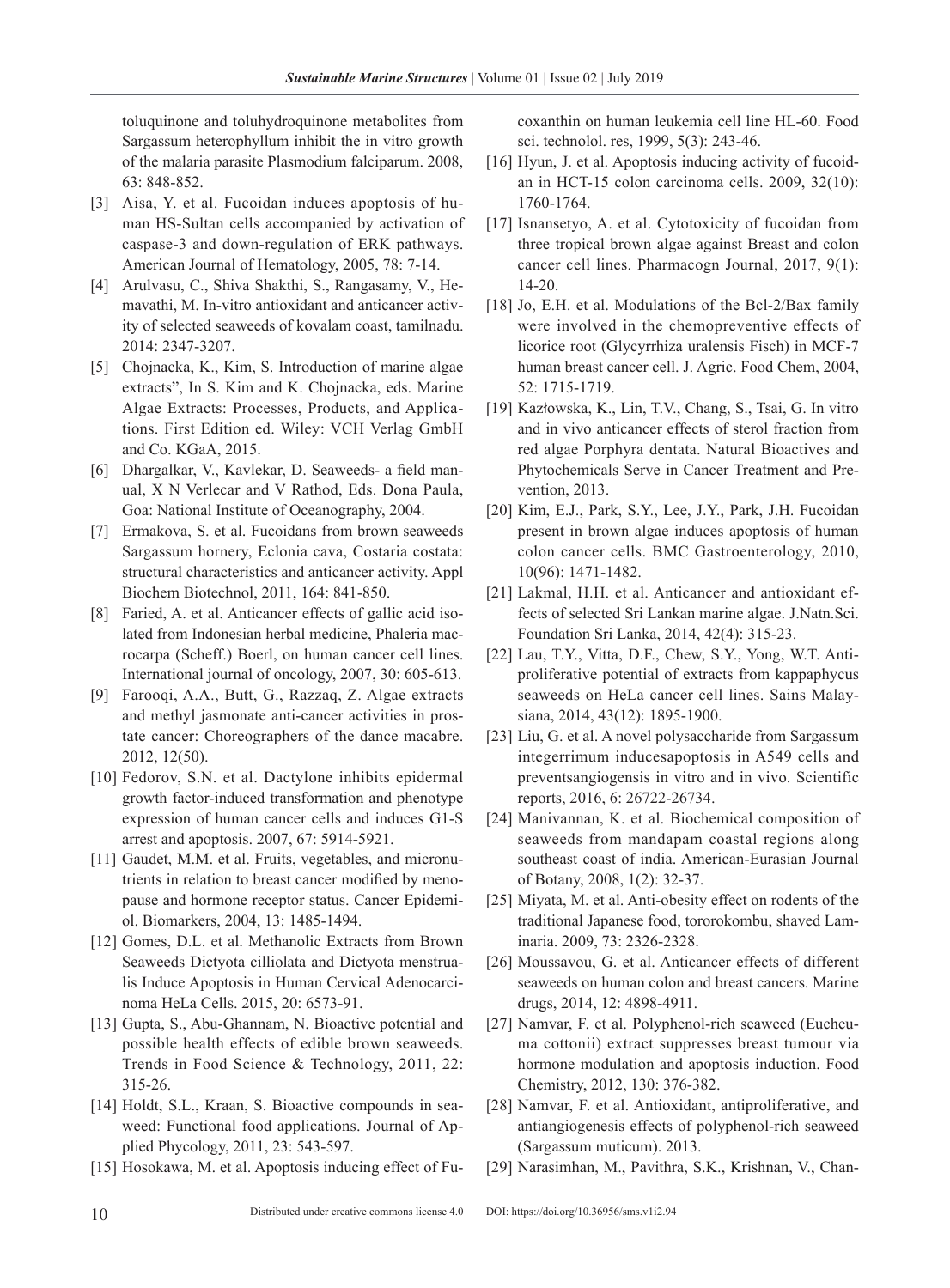toluquinone and toluhydroquinone metabolites from Sargassum heterophyllum inhibit the in vitro growth of the malaria parasite Plasmodium falciparum. 2008, 63: 848-852.

[3] Aisa, Y. et al. Fucoidan induces apoptosis of human HS-Sultan cells accompanied by activation of caspase-3 and down-regulation of ERK pathways. American Journal of Hematology, 2005, 78: 7-14.

[4] Arulvasu, C., Shiva Shakthi, S., Rangasamy, V., Hemavathi, M. In-vitro antioxidant and anticancer activity of selected seaweeds of kovalam coast, tamilnadu. 2014: 2347-3207.

[5] Chojnacka, K., Kim, S. Introduction of marine algae extracts", In S. Kim and K. Chojnacka, eds. Marine Algae Extracts: Processes, Products, and Applications. First Edition ed. Wiley: VCH Verlag GmbH and Co. KGaA, 2015.

[6] Dhargalkar, V., Kavlekar, D. Seaweeds- a field manual, X N Verlecar and V Rathod, Eds. Dona Paula, Goa: National Institute of Oceanography, 2004.

[7] Ermakova, S. et al. Fucoidans from brown seaweeds Sargassum hornery, Eclonia cava, Costaria costata: structural characteristics and anticancer activity. Appl Biochem Biotechnol, 2011, 164: 841-850.

[8] Faried, A. et al. Anticancer effects of gallic acid isolated from Indonesian herbal medicine, Phaleria macrocarpa (Scheff.) Boerl, on human cancer cell lines. International journal of oncology, 2007, 30: 605-613.

[9] Farooqi, A.A., Butt, G., Razzaq, Z. Algae extracts and methyl jasmonate anti-cancer activities in prostate cancer: Choreographers of the dance macabre. 2012, 12(50).

[10] Fedorov, S.N. et al. Dactylone inhibits epidermal growth factor-induced transformation and phenotype expression of human cancer cells and induces G1-S arrest and apoptosis. 2007, 67: 5914-5921.

[11] Gaudet, M.M. et al. Fruits, vegetables, and micronutrients in relation to breast cancer modified by menopause and hormone receptor status. Cancer Epidemiol. Biomarkers, 2004, 13: 1485-1494.

[12] Gomes, D.L. et al. Methanolic Extracts from Brown Seaweeds Dictyota cilliolata and Dictyota menstrualis Induce Apoptosis in Human Cervical Adenocarcinoma HeLa Cells. 2015, 20: 6573-91.

[13] Gupta, S., Abu-Ghannam, N. Bioactive potential and possible health effects of edible brown seaweeds. Trends in Food Science & Technology, 2011, 22: 315-26.

[14] Holdt, S.L., Kraan, S. Bioactive compounds in seaweed: Functional food applications. Journal of Applied Phycology, 2011, 23: 543-597.

[15] Hosokawa, M. et al. Apoptosis inducing effect of Fucoxanthin on human leukemia cell line HL-60. Food sci. technolol. res, 1999, 5(3): 243-46.

[16] Hyun, J. et al. Apoptosis inducing activity of fucoidan in HCT-15 colon carcinoma cells. 2009, 32(10): 1760-1764.

[17] Isnansetyo, A. et al. Cytotoxicity of fucoidan from three tropical brown algae against Breast and colon cancer cell lines. Pharmacogn Journal, 2017, 9(1): 14-20.

[18] Jo, E.H. et al. Modulations of the Bcl-2/Bax family were involved in the chemopreventive effects of licorice root (Glycyrrhiza uralensis Fisch) in MCF-7 human breast cancer cell. J. Agric. Food Chem, 2004, 52: 1715-1719.

[19] Kazłowska, K., Lin, T.V., Chang, S., Tsai, G. In vitro and in vivo anticancer effects of sterol fraction from red algae Porphyra dentata. Natural Bioactives and Phytochemicals Serve in Cancer Treatment and Prevention, 2013.

[20] Kim, E.J., Park, S.Y., Lee, J.Y., Park, J.H. Fucoidan present in brown algae induces apoptosis of human colon cancer cells. BMC Gastroenterology, 2010, 10(96): 1471-1482.

[21] Lakmal, H.H. et al. Anticancer and antioxidant effects of selected Sri Lankan marine algae. J.Natn.Sci. Foundation Sri Lanka, 2014, 42(4): 315-23.

[22] Lau, T.Y., Vitta, D.F., Chew, S.Y., Yong, W.T. Antiproliferative potential of extracts from kappaphycus seaweeds on HeLa cancer cell lines. Sains Malaysiana, 2014, 43(12): 1895-1900.

[23] Liu, G. et al. A novel polysaccharide from Sargassum integerrimum inducesapoptosis in A549 cells and preventsangiogensis in vitro and in vivo. Scientific reports, 2016, 6: 26722-26734.

[24] Manivannan, K. et al. Biochemical composition of seaweeds from mandapam coastal regions along southeast coast of india. American-Eurasian Journal of Botany, 2008, 1(2): 32-37.

[25] Miyata, M. et al. Anti-obesity effect on rodents of the traditional Japanese food, tororokombu, shaved Laminaria. 2009, 73: 2326-2328.

[26] Moussavou, G. et al. Anticancer effects of different seaweeds on human colon and breast cancers. Marine drugs, 2014, 12: 4898-4911.

[27] Namvar, F. et al. Polyphenol-rich seaweed (Eucheuma cottonii) extract suppresses breast tumour via hormone modulation and apoptosis induction. Food Chemistry, 2012, 130: 376-382.

[28] Namvar, F. et al. Antioxidant, antiproliferative, and antiangiogenesis effects of polyphenol-rich seaweed (Sargassum muticum). 2013.

[29] Narasimhan, M., Pavithra, S.K., Krishnan, V., Chan-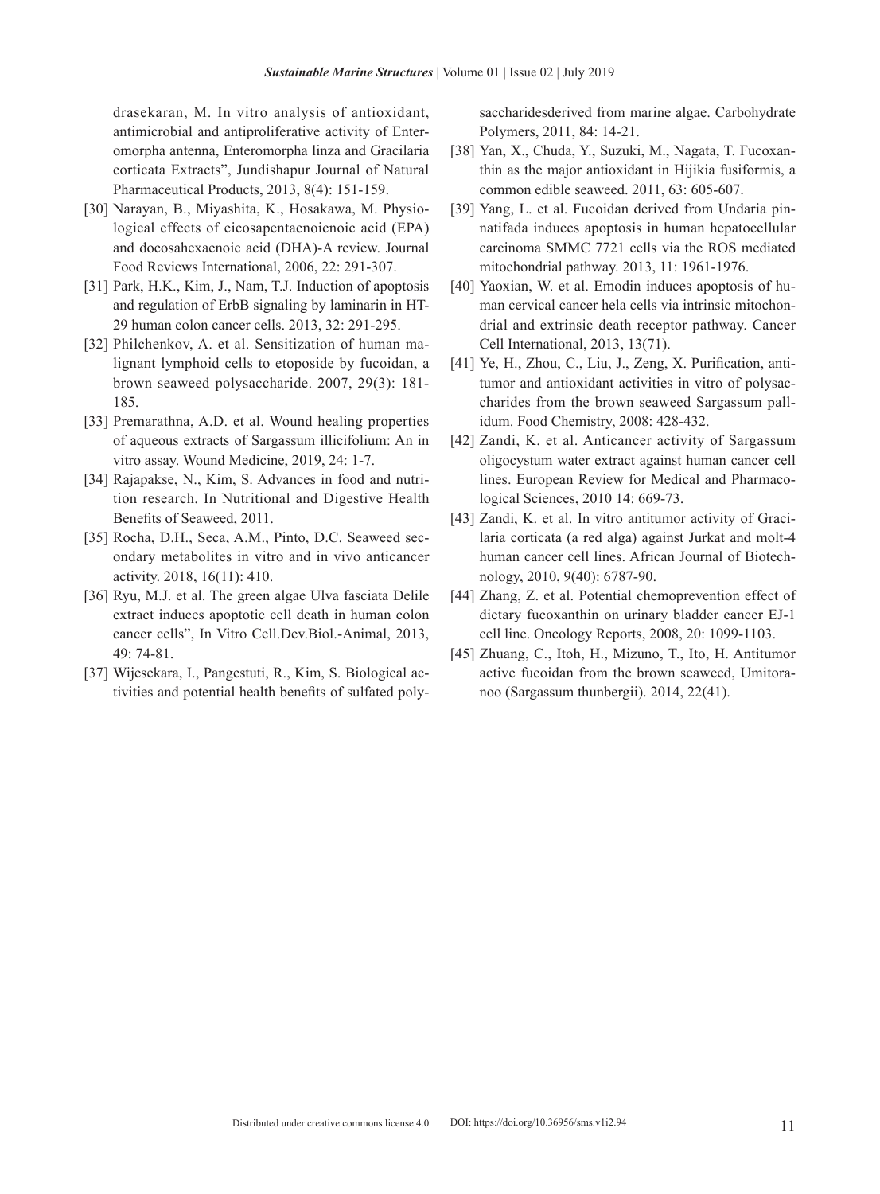drasekaran, M. In vitro analysis of antioxidant, antimicrobial and antiproliferative activity of Enteromorpha antenna, Enteromorpha linza and Gracilaria corticata Extracts", Jundishapur Journal of Natural Pharmaceutical Products, 2013, 8(4): 151-159.

[30] Narayan, B., Miyashita, K., Hosakawa, M. Physiological effects of eicosapentaenoicnoic acid (EPA) and docosahexaenoic acid (DHA)-A review. Journal Food Reviews International, 2006, 22: 291-307.

[31] Park, H.K., Kim, J., Nam, T.J. Induction of apoptosis and regulation of ErbB signaling by laminarin in HT-29 human colon cancer cells. 2013, 32: 291-295.

[32] Philchenkov, A. et al. Sensitization of human malignant lymphoid cells to etoposide by fucoidan, a brown seaweed polysaccharide. 2007, 29(3): 181-185.

[33] Premarathna, A.D. et al. Wound healing properties of aqueous extracts of Sargassum illicifolium: An in vitro assay. Wound Medicine, 2019, 24: 1-7.

[34] Rajapakse, N., Kim, S. Advances in food and nutrition research. In Nutritional and Digestive Health Benefits of Seaweed, 2011.

[35] Rocha, D.H., Seca, A.M., Pinto, D.C. Seaweed secondary metabolites in vitro and in vivo anticancer activity. 2018, 16(11): 410.

[36] Ryu, M.J. et al. The green algae Ulva fasciata Delile extract induces apoptotic cell death in human colon cancer cells", In Vitro Cell.Dev.Biol.-Animal, 2013, 49: 74-81.

[37] Wijesekara, I., Pangestuti, R., Kim, S. Biological activities and potential health benefits of sulfated polysaccharidesderived from marine algae. Carbohydrate Polymers, 2011, 84: 14-21.

[38] Yan, X., Chuda, Y., Suzuki, M., Nagata, T. Fucoxanthin as the major antioxidant in Hijikia fusiformis, a common edible seaweed. 2011, 63: 605-607.

[39] Yang, L. et al. Fucoidan derived from Undaria pinnatifada induces apoptosis in human hepatocellular carcinoma SMMC 7721 cells via the ROS mediated mitochondrial pathway. 2013, 11: 1961-1976.

[40] Yaoxian, W. et al. Emodin induces apoptosis of human cervical cancer hela cells via intrinsic mitochondrial and extrinsic death receptor pathway. Cancer Cell International, 2013, 13(71).

[41] Ye, H., Zhou, C., Liu, J., Zeng, X. Purification, antitumor and antioxidant activities in vitro of polysaccharides from the brown seaweed Sargassum pallidum. Food Chemistry, 2008: 428-432.

[42] Zandi, K. et al. Anticancer activity of Sargassum oligocystum water extract against human cancer cell lines. European Review for Medical and Pharmacological Sciences, 2010 14: 669-73.

[43] Zandi, K. et al. In vitro antitumor activity of Gracilaria corticata (a red alga) against Jurkat and molt-4 human cancer cell lines. African Journal of Biotechnology, 2010, 9(40): 6787-90.

[44] Zhang, Z. et al. Potential chemoprevention effect of dietary fucoxanthin on urinary bladder cancer EJ-1 cell line. Oncology Reports, 2008, 20: 1099-1103.

[45] Zhuang, C., Itoh, H., Mizuno, T., Ito, H. Antitumor active fucoidan from the brown seaweed, Umitoranoo (Sargassum thunbergii). 2014, 22(41).